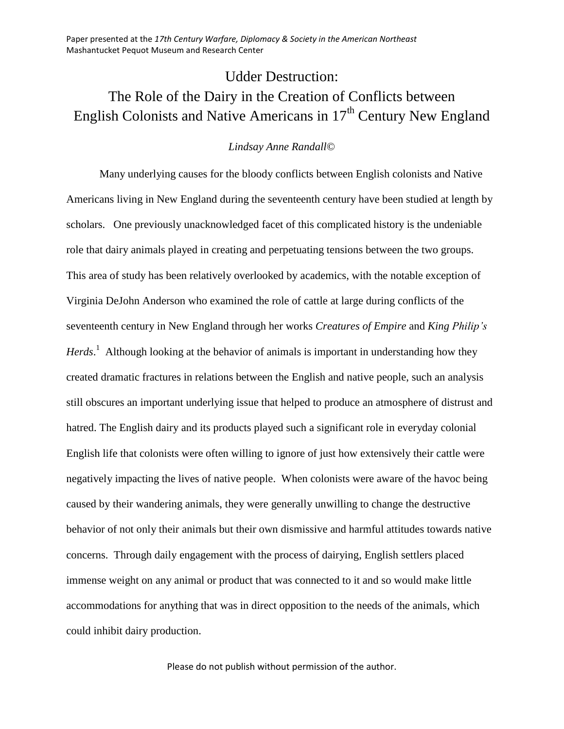Paper presented at the *17th Century Warfare, Diplomacy & Society in the American Northeast*
Mashantucket Pequot Museum and Research Center

# Udder Destruction: The Role of the Dairy in the Creation of Conflicts between English Colonists and Native Americans in 17th Century New England

*Lindsay Anne Randall©*

Many underlying causes for the bloody conflicts between English colonists and Native Americans living in New England during the seventeenth century have been studied at length by scholars. One previously unacknowledged facet of this complicated history is the undeniable role that dairy animals played in creating and perpetuating tensions between the two groups. This area of study has been relatively overlooked by academics, with the notable exception of Virginia DeJohn Anderson who examined the role of cattle at large during conflicts of the seventeenth century in New England through her works *Creatures of Empire* and *King Philip's Herds*.[1] Although looking at the behavior of animals is important in understanding how they created dramatic fractures in relations between the English and native people, such an analysis still obscures an important underlying issue that helped to produce an atmosphere of distrust and hatred. The English dairy and its products played such a significant role in everyday colonial English life that colonists were often willing to ignore of just how extensively their cattle were negatively impacting the lives of native people. When colonists were aware of the havoc being caused by their wandering animals, they were generally unwilling to change the destructive behavior of not only their animals but their own dismissive and harmful attitudes towards native concerns. Through daily engagement with the process of dairying, English settlers placed immense weight on any animal or product that was connected to it and so would make little accommodations for anything that was in direct opposition to the needs of the animals, which could inhibit dairy production.

Please do not publish without permission of the author.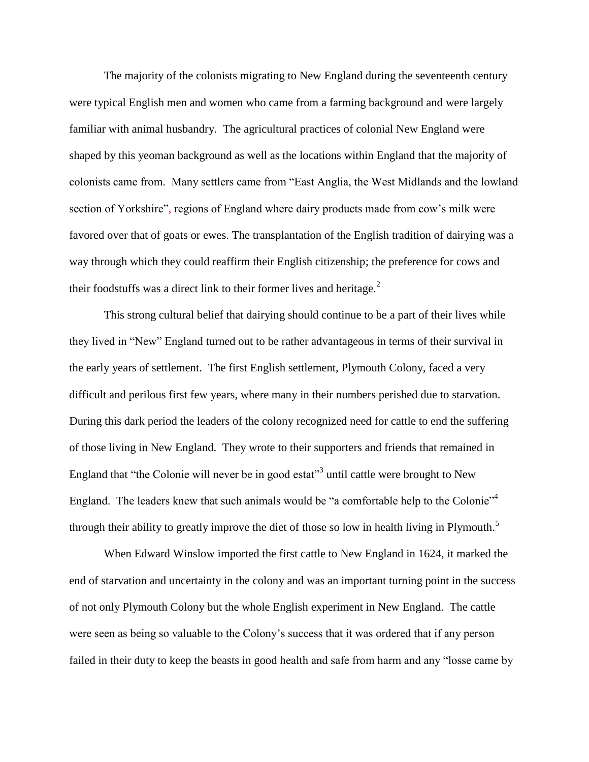The majority of the colonists migrating to New England during the seventeenth century were typical English men and women who came from a farming background and were largely familiar with animal husbandry. The agricultural practices of colonial New England were shaped by this yeoman background as well as the locations within England that the majority of colonists came from. Many settlers came from "East Anglia, the West Midlands and the lowland section of Yorkshire", regions of England where dairy products made from cow's milk were favored over that of goats or ewes. The transplantation of the English tradition of dairying was a way through which they could reaffirm their English citizenship; the preference for cows and their foodstuffs was a direct link to their former lives and heritage.[2]

This strong cultural belief that dairying should continue to be a part of their lives while they lived in "New" England turned out to be rather advantageous in terms of their survival in the early years of settlement. The first English settlement, Plymouth Colony, faced a very difficult and perilous first few years, where many in their numbers perished due to starvation. During this dark period the leaders of the colony recognized need for cattle to end the suffering of those living in New England. They wrote to their supporters and friends that remained in England that "the Colonie will never be in good estat"[3] until cattle were brought to New England. The leaders knew that such animals would be "a comfortable help to the Colonie"[4] through their ability to greatly improve the diet of those so low in health living in Plymouth.[5]

When Edward Winslow imported the first cattle to New England in 1624, it marked the end of starvation and uncertainty in the colony and was an important turning point in the success of not only Plymouth Colony but the whole English experiment in New England. The cattle were seen as being so valuable to the Colony's success that it was ordered that if any person failed in their duty to keep the beasts in good health and safe from harm and any "losse came by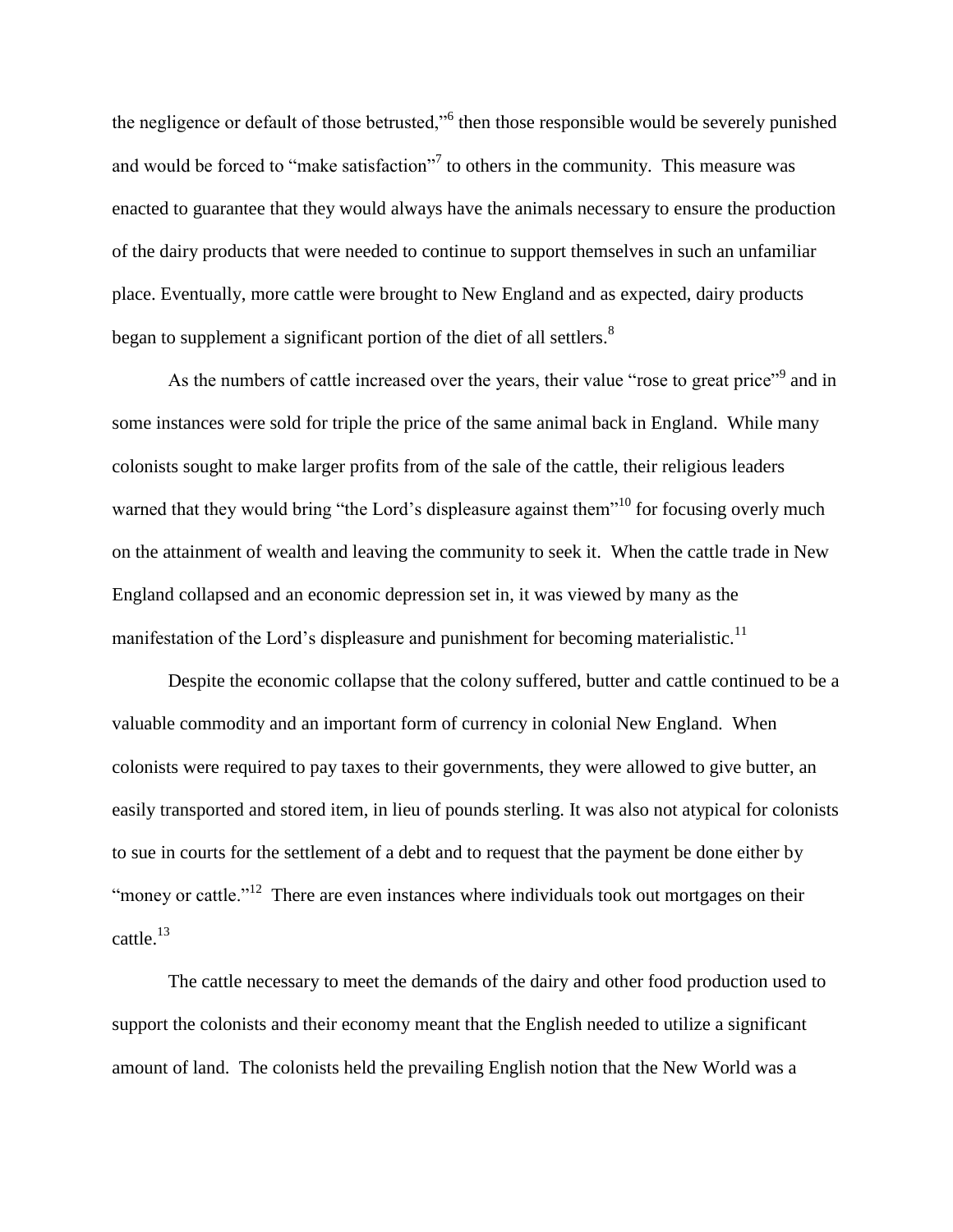the negligence or default of those betrusted,"[6] then those responsible would be severely punished and would be forced to "make satisfaction"[7] to others in the community. This measure was enacted to guarantee that they would always have the animals necessary to ensure the production of the dairy products that were needed to continue to support themselves in such an unfamiliar place. Eventually, more cattle were brought to New England and as expected, dairy products began to supplement a significant portion of the diet of all settlers.[8]

As the numbers of cattle increased over the years, their value "rose to great price"[9] and in some instances were sold for triple the price of the same animal back in England. While many colonists sought to make larger profits from of the sale of the cattle, their religious leaders warned that they would bring "the Lord's displeasure against them"[10] for focusing overly much on the attainment of wealth and leaving the community to seek it. When the cattle trade in New England collapsed and an economic depression set in, it was viewed by many as the manifestation of the Lord's displeasure and punishment for becoming materialistic.[11]

Despite the economic collapse that the colony suffered, butter and cattle continued to be a valuable commodity and an important form of currency in colonial New England. When colonists were required to pay taxes to their governments, they were allowed to give butter, an easily transported and stored item, in lieu of pounds sterling. It was also not atypical for colonists to sue in courts for the settlement of a debt and to request that the payment be done either by "money or cattle."[12] There are even instances where individuals took out mortgages on their cattle.[13]

The cattle necessary to meet the demands of the dairy and other food production used to support the colonists and their economy meant that the English needed to utilize a significant amount of land. The colonists held the prevailing English notion that the New World was a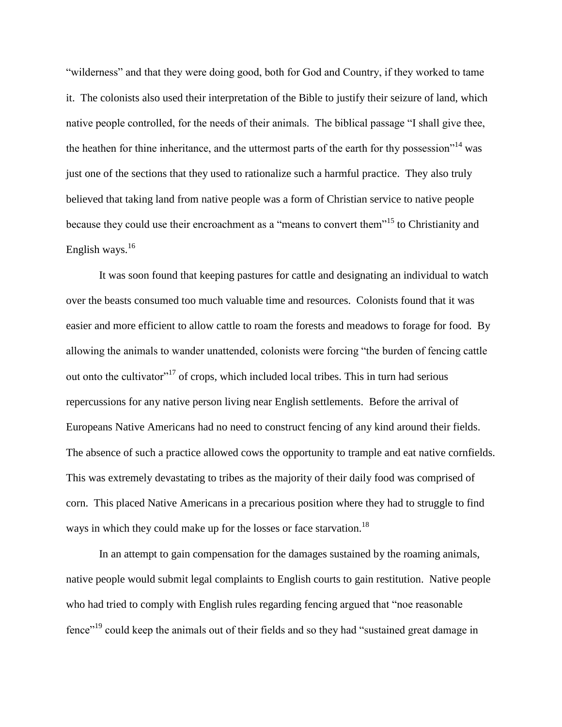"wilderness" and that they were doing good, both for God and Country, if they worked to tame it. The colonists also used their interpretation of the Bible to justify their seizure of land, which native people controlled, for the needs of their animals. The biblical passage "I shall give thee, the heathen for thine inheritance, and the uttermost parts of the earth for thy possession"[14] was just one of the sections that they used to rationalize such a harmful practice. They also truly believed that taking land from native people was a form of Christian service to native people because they could use their encroachment as a "means to convert them"[15] to Christianity and English ways.[16]

It was soon found that keeping pastures for cattle and designating an individual to watch over the beasts consumed too much valuable time and resources. Colonists found that it was easier and more efficient to allow cattle to roam the forests and meadows to forage for food. By allowing the animals to wander unattended, colonists were forcing "the burden of fencing cattle out onto the cultivator"[17] of crops, which included local tribes. This in turn had serious repercussions for any native person living near English settlements. Before the arrival of Europeans Native Americans had no need to construct fencing of any kind around their fields. The absence of such a practice allowed cows the opportunity to trample and eat native cornfields. This was extremely devastating to tribes as the majority of their daily food was comprised of corn. This placed Native Americans in a precarious position where they had to struggle to find ways in which they could make up for the losses or face starvation.[18]

In an attempt to gain compensation for the damages sustained by the roaming animals, native people would submit legal complaints to English courts to gain restitution. Native people who had tried to comply with English rules regarding fencing argued that "noe reasonable fence"[19] could keep the animals out of their fields and so they had "sustained great damage in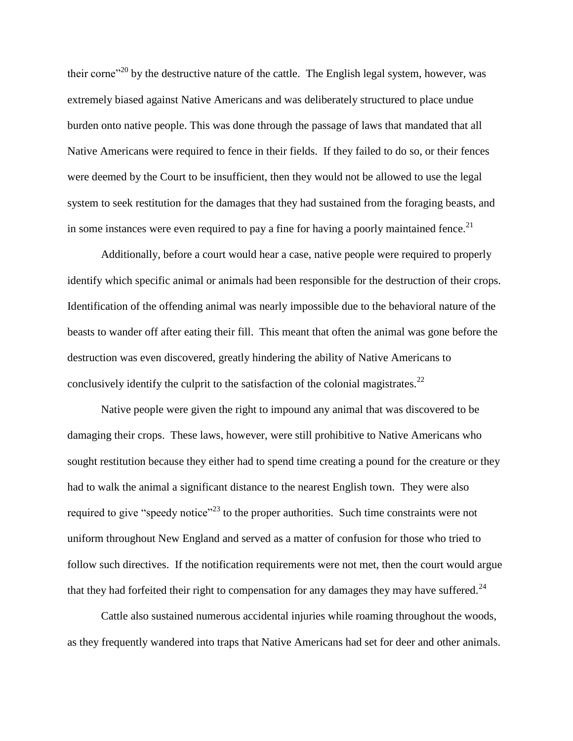their corne"[20] by the destructive nature of the cattle. The English legal system, however, was extremely biased against Native Americans and was deliberately structured to place undue burden onto native people. This was done through the passage of laws that mandated that all Native Americans were required to fence in their fields. If they failed to do so, or their fences were deemed by the Court to be insufficient, then they would not be allowed to use the legal system to seek restitution for the damages that they had sustained from the foraging beasts, and in some instances were even required to pay a fine for having a poorly maintained fence.[21]

Additionally, before a court would hear a case, native people were required to properly identify which specific animal or animals had been responsible for the destruction of their crops. Identification of the offending animal was nearly impossible due to the behavioral nature of the beasts to wander off after eating their fill. This meant that often the animal was gone before the destruction was even discovered, greatly hindering the ability of Native Americans to conclusively identify the culprit to the satisfaction of the colonial magistrates.[22]

Native people were given the right to impound any animal that was discovered to be damaging their crops. These laws, however, were still prohibitive to Native Americans who sought restitution because they either had to spend time creating a pound for the creature or they had to walk the animal a significant distance to the nearest English town. They were also required to give "speedy notice"[23] to the proper authorities. Such time constraints were not uniform throughout New England and served as a matter of confusion for those who tried to follow such directives. If the notification requirements were not met, then the court would argue that they had forfeited their right to compensation for any damages they may have suffered.[24]

Cattle also sustained numerous accidental injuries while roaming throughout the woods, as they frequently wandered into traps that Native Americans had set for deer and other animals.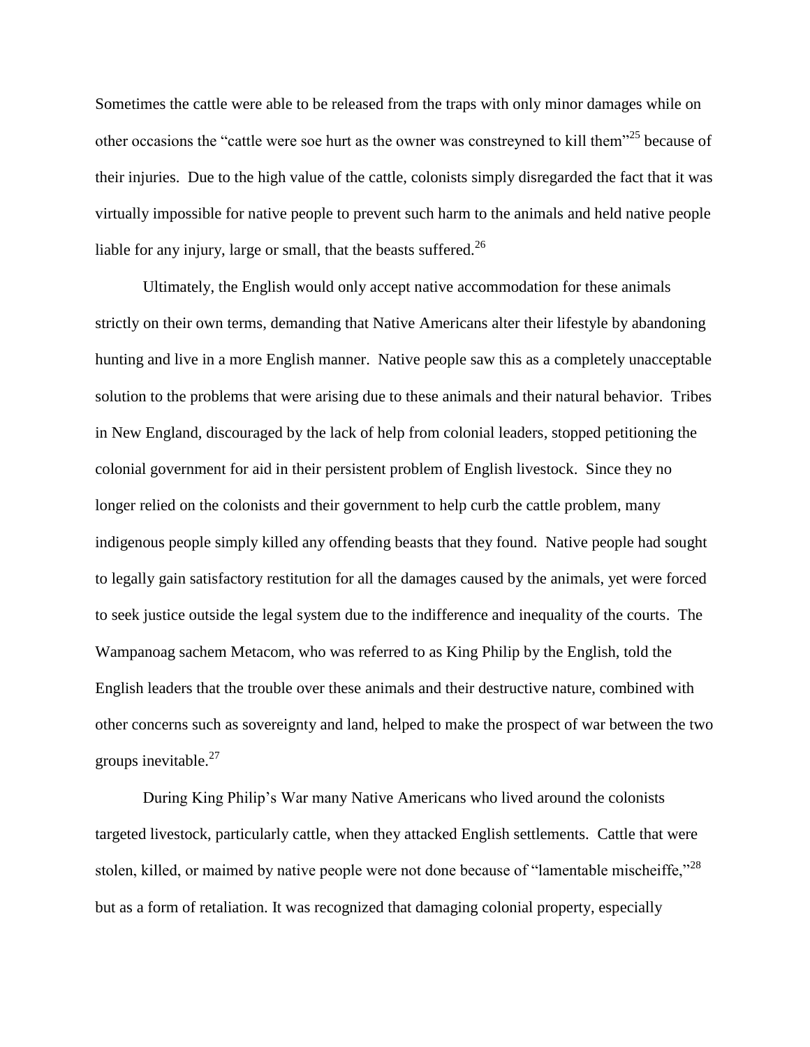Sometimes the cattle were able to be released from the traps with only minor damages while on other occasions the "cattle were soe hurt as the owner was constreyned to kill them"[25] because of their injuries. Due to the high value of the cattle, colonists simply disregarded the fact that it was virtually impossible for native people to prevent such harm to the animals and held native people liable for any injury, large or small, that the beasts suffered.[26]

Ultimately, the English would only accept native accommodation for these animals strictly on their own terms, demanding that Native Americans alter their lifestyle by abandoning hunting and live in a more English manner. Native people saw this as a completely unacceptable solution to the problems that were arising due to these animals and their natural behavior. Tribes in New England, discouraged by the lack of help from colonial leaders, stopped petitioning the colonial government for aid in their persistent problem of English livestock. Since they no longer relied on the colonists and their government to help curb the cattle problem, many indigenous people simply killed any offending beasts that they found. Native people had sought to legally gain satisfactory restitution for all the damages caused by the animals, yet were forced to seek justice outside the legal system due to the indifference and inequality of the courts. The Wampanoag sachem Metacom, who was referred to as King Philip by the English, told the English leaders that the trouble over these animals and their destructive nature, combined with other concerns such as sovereignty and land, helped to make the prospect of war between the two groups inevitable.[27]

During King Philip's War many Native Americans who lived around the colonists targeted livestock, particularly cattle, when they attacked English settlements. Cattle that were stolen, killed, or maimed by native people were not done because of "lamentable mischeiffe,"[28] but as a form of retaliation. It was recognized that damaging colonial property, especially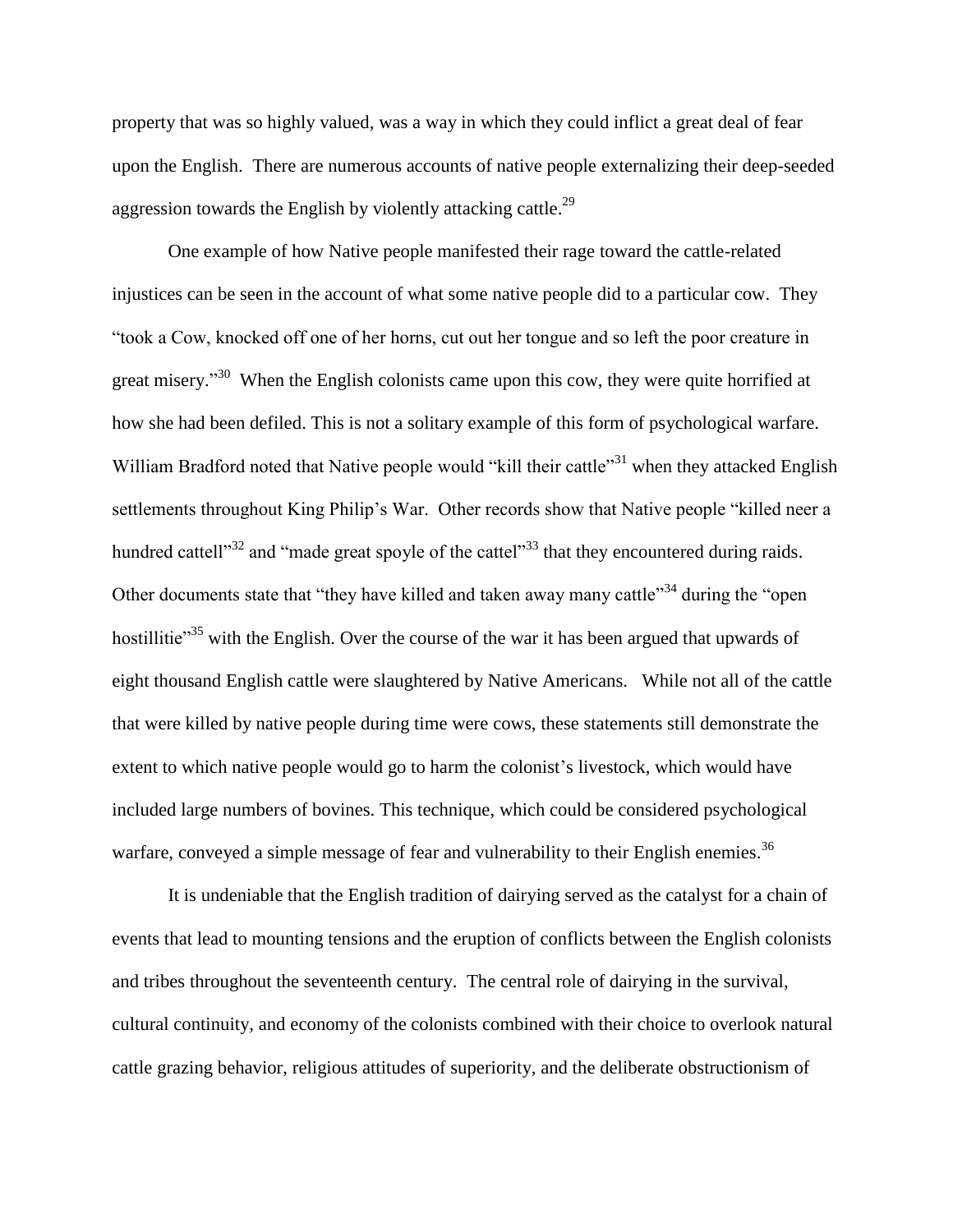property that was so highly valued, was a way in which they could inflict a great deal of fear upon the English. There are numerous accounts of native people externalizing their deep-seeded aggression towards the English by violently attacking cattle.[29]

One example of how Native people manifested their rage toward the cattle-related injustices can be seen in the account of what some native people did to a particular cow. They "took a Cow, knocked off one of her horns, cut out her tongue and so left the poor creature in great misery."[30] When the English colonists came upon this cow, they were quite horrified at how she had been defiled. This is not a solitary example of this form of psychological warfare. William Bradford noted that Native people would "kill their cattle"[31] when they attacked English settlements throughout King Philip's War. Other records show that Native people "killed neer a hundred cattell"[32] and "made great spoyle of the cattel"[33] that they encountered during raids. Other documents state that "they have killed and taken away many cattle"[34] during the "open hostillitie"[35] with the English. Over the course of the war it has been argued that upwards of eight thousand English cattle were slaughtered by Native Americans. While not all of the cattle that were killed by native people during time were cows, these statements still demonstrate the extent to which native people would go to harm the colonist's livestock, which would have included large numbers of bovines. This technique, which could be considered psychological warfare, conveyed a simple message of fear and vulnerability to their English enemies.[36]

It is undeniable that the English tradition of dairying served as the catalyst for a chain of events that lead to mounting tensions and the eruption of conflicts between the English colonists and tribes throughout the seventeenth century. The central role of dairying in the survival, cultural continuity, and economy of the colonists combined with their choice to overlook natural cattle grazing behavior, religious attitudes of superiority, and the deliberate obstructionism of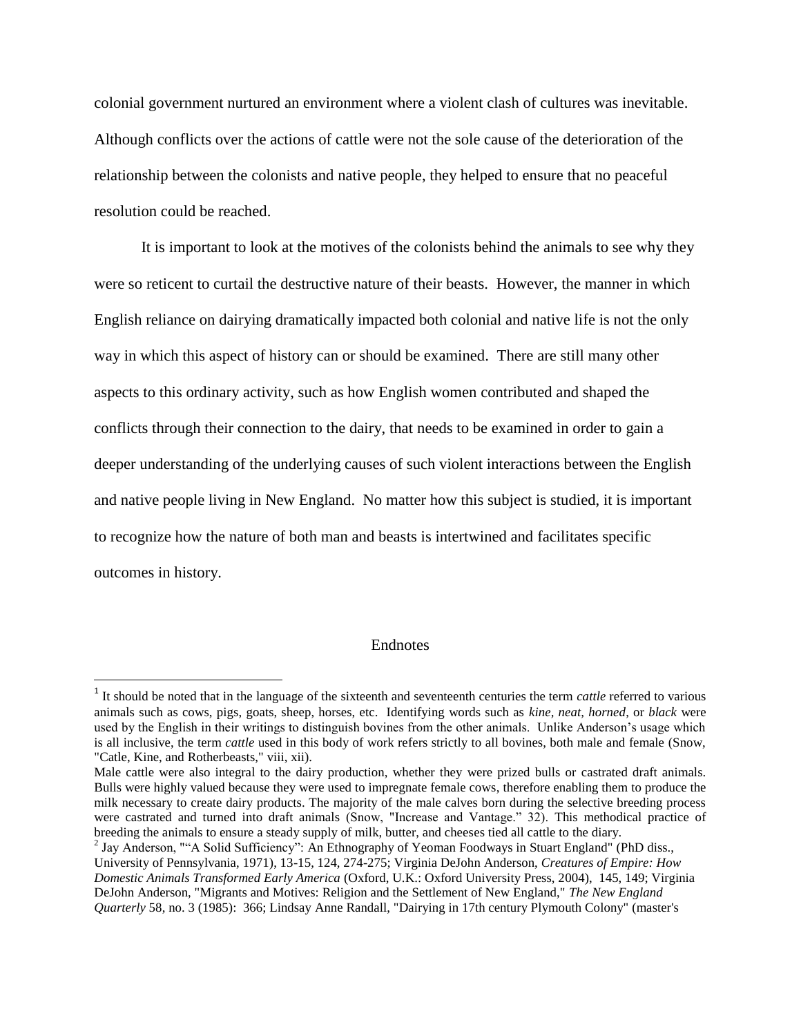colonial government nurtured an environment where a violent clash of cultures was inevitable. Although conflicts over the actions of cattle were not the sole cause of the deterioration of the relationship between the colonists and native people, they helped to ensure that no peaceful resolution could be reached.

It is important to look at the motives of the colonists behind the animals to see why they were so reticent to curtail the destructive nature of their beasts. However, the manner in which English reliance on dairying dramatically impacted both colonial and native life is not the only way in which this aspect of history can or should be examined. There are still many other aspects to this ordinary activity, such as how English women contributed and shaped the conflicts through their connection to the dairy, that needs to be examined in order to gain a deeper understanding of the underlying causes of such violent interactions between the English and native people living in New England. No matter how this subject is studied, it is important to recognize how the nature of both man and beasts is intertwined and facilitates specific outcomes in history.

## Endnotes

[1] It should be noted that in the language of the sixteenth and seventeenth centuries the term *cattle* referred to various animals such as cows, pigs, goats, sheep, horses, etc. Identifying words such as *kine*, *neat*, *horned*, or *black* were used by the English in their writings to distinguish bovines from the other animals. Unlike Anderson's usage which is all inclusive, the term *cattle* used in this body of work refers strictly to all bovines, both male and female (Snow, "Catle, Kine, and Rotherbeasts," viii, xii).

Male cattle were also integral to the dairy production, whether they were prized bulls or castrated draft animals. Bulls were highly valued because they were used to impregnate female cows, therefore enabling them to produce the milk necessary to create dairy products. The majority of the male calves born during the selective breeding process were castrated and turned into draft animals (Snow, "Increase and Vantage." 32). This methodical practice of breeding the animals to ensure a steady supply of milk, butter, and cheeses tied all cattle to the diary.

[2] Jay Anderson, ""A Solid Sufficiency": An Ethnography of Yeoman Foodways in Stuart England" (PhD diss., University of Pennsylvania, 1971), 13-15, 124, 274-275; Virginia DeJohn Anderson, *Creatures of Empire: How Domestic Animals Transformed Early America* (Oxford, U.K.: Oxford University Press, 2004), 145, 149; Virginia DeJohn Anderson, "Migrants and Motives: Religion and the Settlement of New England," *The New England Quarterly* 58, no. 3 (1985): 366; Lindsay Anne Randall, "Dairying in 17th century Plymouth Colony" (master's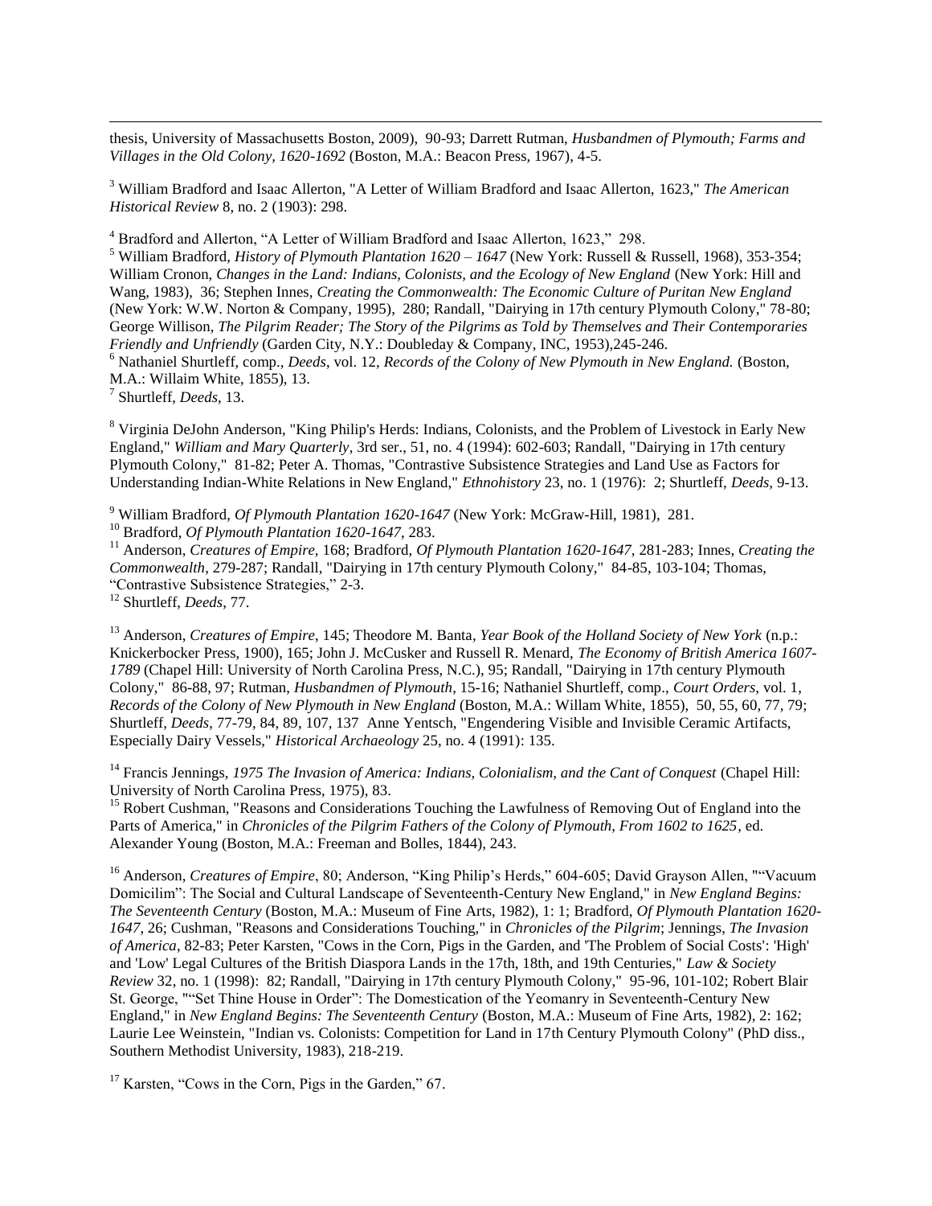thesis, University of Massachusetts Boston, 2009), 90-93; Darrett Rutman, *Husbandmen of Plymouth; Farms and Villages in the Old Colony, 1620-1692* (Boston, M.A.: Beacon Press, 1967), 4-5.

[3] William Bradford and Isaac Allerton, "A Letter of William Bradford and Isaac Allerton, 1623," *The American Historical Review* 8, no. 2 (1903): 298.

[4] Bradford and Allerton, "A Letter of William Bradford and Isaac Allerton, 1623," 298.

[5] William Bradford, *History of Plymouth Plantation 1620 – 1647* (New York: Russell & Russell, 1968), 353-354; William Cronon, *Changes in the Land: Indians, Colonists, and the Ecology of New England* (New York: Hill and Wang, 1983), 36; Stephen Innes, *Creating the Commonwealth: The Economic Culture of Puritan New England* (New York: W.W. Norton & Company, 1995), 280; Randall, "Dairying in 17th century Plymouth Colony," 78-80; George Willison, *The Pilgrim Reader; The Story of the Pilgrims as Told by Themselves and Their Contemporaries Friendly and Unfriendly* (Garden City, N.Y.: Doubleday & Company, INC, 1953),245-246.

[6] Nathaniel Shurtleff, comp., *Deeds*, vol. 12, *Records of the Colony of New Plymouth in New England.* (Boston, M.A.: Willaim White, 1855), 13.

[7] Shurtleff, *Deeds*, 13.

[8] Virginia DeJohn Anderson, "King Philip's Herds: Indians, Colonists, and the Problem of Livestock in Early New England," *William and Mary Quarterly*, 3rd ser., 51, no. 4 (1994): 602-603; Randall, "Dairying in 17th century Plymouth Colony," 81-82; Peter A. Thomas, "Contrastive Subsistence Strategies and Land Use as Factors for Understanding Indian-White Relations in New England," *Ethnohistory* 23, no. 1 (1976): 2; Shurtleff, *Deeds*, 9-13.

[9] William Bradford, *Of Plymouth Plantation 1620-1647* (New York: McGraw-Hill, 1981), 281.

[10] Bradford, *Of Plymouth Plantation 1620-1647*, 283.

[11] Anderson, *Creatures of Empire*, 168; Bradford, *Of Plymouth Plantation 1620-1647*, 281-283; Innes, *Creating the Commonwealth*, 279-287; Randall, "Dairying in 17th century Plymouth Colony," 84-85, 103-104; Thomas, "Contrastive Subsistence Strategies," 2-3.

[12] Shurtleff, *Deeds*, 77.

[13] Anderson, *Creatures of Empire*, 145; Theodore M. Banta, *Year Book of the Holland Society of New York* (n.p.: Knickerbocker Press, 1900), 165; John J. McCusker and Russell R. Menard, *The Economy of British America 1607-1789* (Chapel Hill: University of North Carolina Press, N.C.), 95; Randall, "Dairying in 17th century Plymouth Colony," 86-88, 97; Rutman, *Husbandmen of Plymouth*, 15-16; Nathaniel Shurtleff, comp., *Court Orders*, vol. 1, *Records of the Colony of New Plymouth in New England* (Boston, M.A.: Willam White, 1855), 50, 55, 60, 77, 79; Shurtleff, *Deeds*, 77-79, 84, 89, 107, 137 Anne Yentsch, "Engendering Visible and Invisible Ceramic Artifacts, Especially Dairy Vessels," *Historical Archaeology* 25, no. 4 (1991): 135.

[14] Francis Jennings, *1975 The Invasion of America: Indians, Colonialism, and the Cant of Conquest* (Chapel Hill: University of North Carolina Press, 1975), 83.

[15] Robert Cushman, "Reasons and Considerations Touching the Lawfulness of Removing Out of England into the Parts of America," in *Chronicles of the Pilgrim Fathers of the Colony of Plymouth, From 1602 to 1625*, ed. Alexander Young (Boston, M.A.: Freeman and Bolles, 1844), 243.

[16] Anderson, *Creatures of Empire*, 80; Anderson, "King Philip's Herds," 604-605; David Grayson Allen, ""Vacuum Domicilim": The Social and Cultural Landscape of Seventeenth-Century New England," in *New England Begins: The Seventeenth Century* (Boston, M.A.: Museum of Fine Arts, 1982), 1: 1; Bradford, *Of Plymouth Plantation 1620-1647*, 26; Cushman, "Reasons and Considerations Touching," in *Chronicles of the Pilgrim*; Jennings, *The Invasion of America*, 82-83; Peter Karsten, "Cows in the Corn, Pigs in the Garden, and 'The Problem of Social Costs': 'High' and 'Low' Legal Cultures of the British Diaspora Lands in the 17th, 18th, and 19th Centuries," *Law & Society Review* 32, no. 1 (1998): 82; Randall, "Dairying in 17th century Plymouth Colony," 95-96, 101-102; Robert Blair St. George, ""Set Thine House in Order": The Domestication of the Yeomanry in Seventeenth-Century New England," in *New England Begins: The Seventeenth Century* (Boston, M.A.: Museum of Fine Arts, 1982), 2: 162; Laurie Lee Weinstein, "Indian vs. Colonists: Competition for Land in 17th Century Plymouth Colony" (PhD diss., Southern Methodist University, 1983), 218-219.

[17] Karsten, "Cows in the Corn, Pigs in the Garden," 67.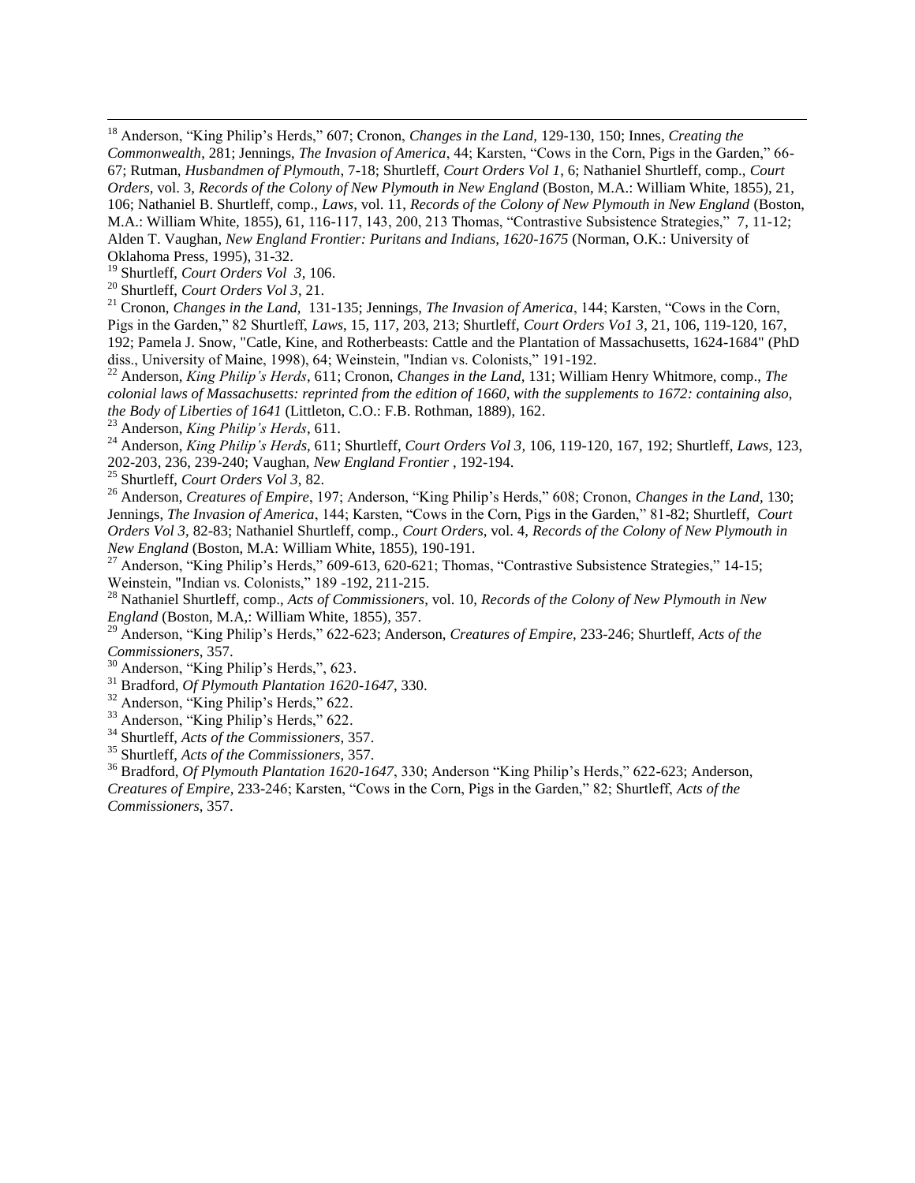[18] Anderson, "King Philip's Herds," 607; Cronon, *Changes in the Land,* 129-130, 150; Innes, *Creating the Commonwealth*, 281; Jennings, *The Invasion of America*, 44; Karsten, "Cows in the Corn, Pigs in the Garden," 66-67; Rutman, *Husbandmen of Plymouth*, 7-18; Shurtleff, *Court Orders Vol 1*, 6; Nathaniel Shurtleff, comp., *Court Orders*, vol. 3, *Records of the Colony of New Plymouth in New England* (Boston, M.A.: William White, 1855), 21, 106; Nathaniel B. Shurtleff, comp., *Laws*, vol. 11, *Records of the Colony of New Plymouth in New England* (Boston, M.A.: William White, 1855), 61, 116-117, 143, 200, 213 Thomas, "Contrastive Subsistence Strategies," 7, 11-12; Alden T. Vaughan, *New England Frontier: Puritans and Indians, 1620-1675* (Norman, O.K.: University of Oklahoma Press, 1995), 31-32.

[19] Shurtleff, *Court Orders Vol 3*, 106.

[20] Shurtleff, *Court Orders Vol 3*, 21.

[21] Cronon, *Changes in the Land,* 131-135; Jennings, *The Invasion of America*, 144; Karsten, "Cows in the Corn, Pigs in the Garden," 82 Shurtleff, *Laws*, 15, 117, 203, 213; Shurtleff, *Court Orders Vo1 3*, 21, 106, 119-120, 167, 192; Pamela J. Snow, "Catle, Kine, and Rotherbeasts: Cattle and the Plantation of Massachusetts, 1624-1684" (PhD diss., University of Maine, 1998), 64; Weinstein, "Indian vs. Colonists," 191-192.

[22] Anderson, *King Philip's Herds*, 611; Cronon, *Changes in the Land,* 131; William Henry Whitmore, comp., *The colonial laws of Massachusetts: reprinted from the edition of 1660, with the supplements to 1672: containing also, the Body of Liberties of 1641* (Littleton, C.O.: F.B. Rothman, 1889), 162.

[23] Anderson, *King Philip's Herds*, 611.

[24] Anderson, *King Philip's Herds*, 611; Shurtleff, *Court Orders Vol 3,* 106, 119-120, 167, 192; Shurtleff, *Laws*, 123, 202-203, 236, 239-240; Vaughan, *New England Frontier* , 192-194.

[25] Shurtleff, *Court Orders Vol 3,* 82.

[26] Anderson, *Creatures of Empire*, 197; Anderson, "King Philip's Herds," 608; Cronon, *Changes in the Land,* 130; Jennings, *The Invasion of America*, 144; Karsten, "Cows in the Corn, Pigs in the Garden," 81-82; Shurtleff, *Court Orders Vol 3*, 82-83; Nathaniel Shurtleff, comp., *Court Orders*, vol. 4, *Records of the Colony of New Plymouth in New England* (Boston, M.A: William White, 1855), 190-191.

[27] Anderson, "King Philip's Herds," 609-613, 620-621; Thomas, "Contrastive Subsistence Strategies," 14-15; Weinstein, "Indian vs. Colonists," 189 -192, 211-215.

[28] Nathaniel Shurtleff, comp., *Acts of Commissioners*, vol. 10, *Records of the Colony of New Plymouth in New England* (Boston, M.A,: William White, 1855), 357.

[29] Anderson, "King Philip's Herds," 622-623; Anderson, *Creatures of Empire,* 233-246; Shurtleff, *Acts of the Commissioners*, 357.

[30] Anderson, "King Philip's Herds,", 623.

[31] Bradford, *Of Plymouth Plantation 1620-1647*, 330.

[32] Anderson, "King Philip's Herds," 622.

[33] Anderson, "King Philip's Herds," 622.

[34] Shurtleff, *Acts of the Commissioners*, 357.

[35] Shurtleff, *Acts of the Commissioners*, 357.

[36] Bradford, *Of Plymouth Plantation 1620-1647*, 330; Anderson "King Philip's Herds," 622-623; Anderson, *Creatures of Empire,* 233-246; Karsten, "Cows in the Corn, Pigs in the Garden," 82; Shurtleff, *Acts of the Commissioners*, 357.